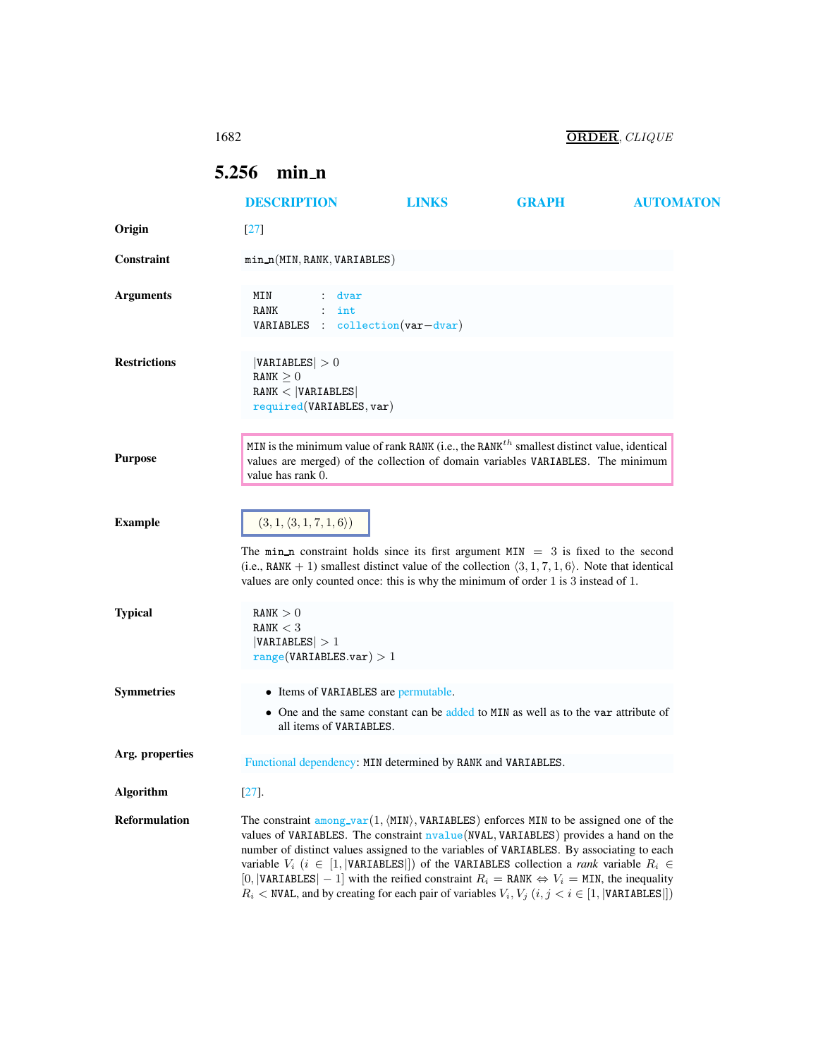## 5.256 min_n

DESCRIPTION LINKS GRAPH AUTOMATON

**Origin**

[27]

**Constraint**

min_n(MIN, RANK, VARIABLES)

**Arguments**

```
MIN       : dvar
RANK      : int
VARIABLES : collection(var−dvar)
```

**Restrictions**

$|\texttt{VARIABLES}| > 0$
$\texttt{RANK} \geq 0$
$\texttt{RANK} < |\texttt{VARIABLES}|$
required(VARIABLES, var)

**Purpose**

MIN is the minimum value of rank RANK (i.e., the $\texttt{RANK}^{th}$ smallest distinct value, identical values are merged) of the collection of domain variables VARIABLES. The minimum value has rank 0.

**Example**

$(3, 1, \langle 3, 1, 7, 1, 6\rangle)$

The min_n constraint holds since its first argument $\texttt{MIN} = 3$ is fixed to the second (i.e., $\texttt{RANK} + 1$) smallest distinct value of the collection $\langle 3, 1, 7, 1, 6\rangle$. Note that identical values are only counted once: this is why the minimum of order 1 is 3 instead of 1.

**Typical**

$\texttt{RANK} > 0$
$\texttt{RANK} < 3$
$|\texttt{VARIABLES}| > 1$
range(VARIABLES.var) $> 1$

**Symmetries**

- Items of VARIABLES are permutable.
- One and the same constant can be added to MIN as well as to the var attribute of all items of VARIABLES.

**Arg. properties**

Functional dependency: MIN determined by RANK and VARIABLES.

**Algorithm**

[27].

**Reformulation**

The constraint among_var(1, ⟨MIN⟩, VARIABLES) enforces MIN to be assigned one of the values of VARIABLES. The constraint nvalue(NVAL, VARIABLES) provides a hand on the number of distinct values assigned to the variables of VARIABLES. By associating to each variable $V_i$ ($i \in [1, |\texttt{VARIABLES}|]$) of the VARIABLES collection a *rank* variable $R_i \in [0, |\texttt{VARIABLES}| - 1]$ with the reified constraint $R_i = \texttt{RANK} \Leftrightarrow V_i = \texttt{MIN}$, the inequality $R_i < \texttt{NVAL}$, and by creating for each pair of variables $V_i, V_j$ ($i, j < i \in [1, |\texttt{VARIABLES}|]$)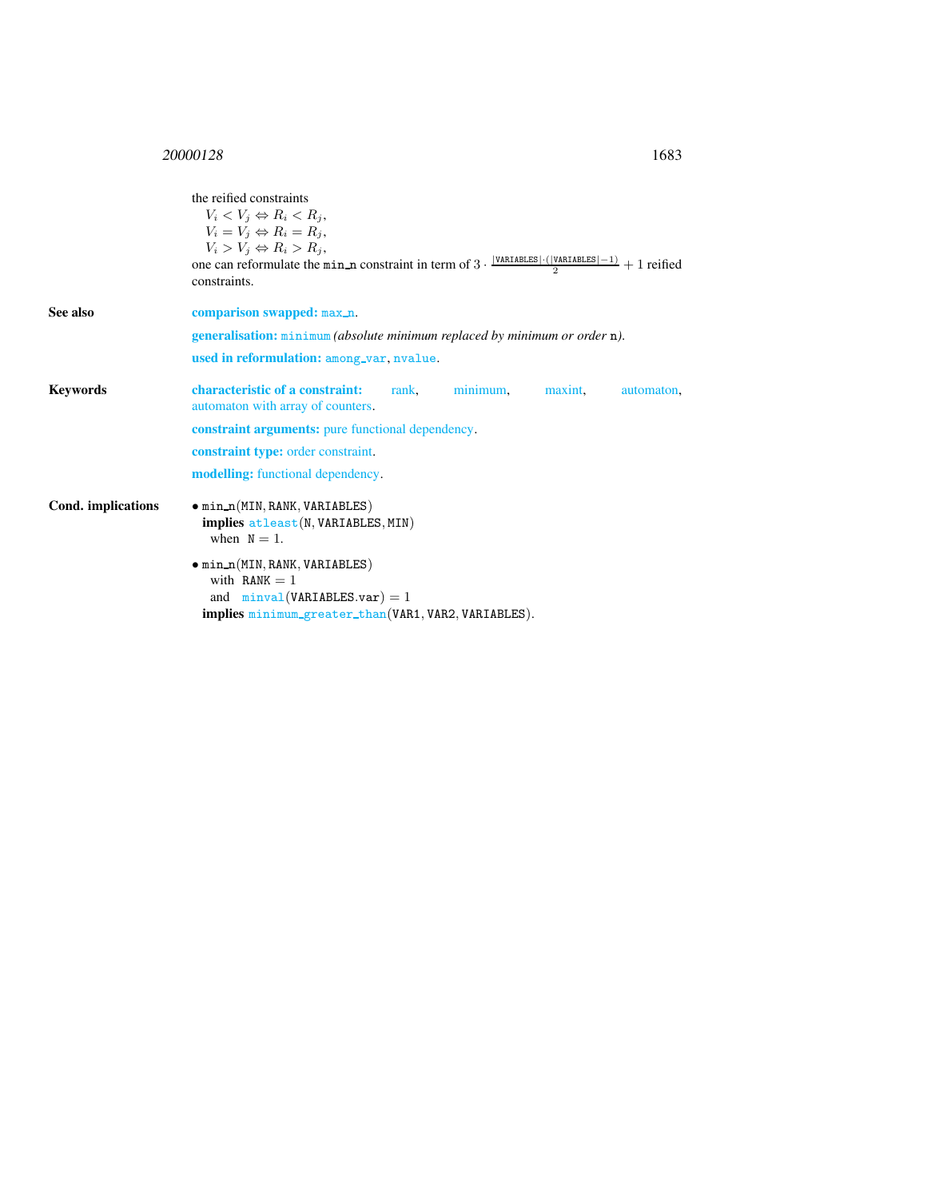the reified constraints

$V_i < V_j \Leftrightarrow R_i < R_j$,
$V_i = V_j \Leftrightarrow R_i = R_j$,
$V_i > V_j \Leftrightarrow R_i > R_j$,

one can reformulate the min_n constraint in term of $3 \cdot \frac{|\texttt{VARIABLES}| \cdot (|\texttt{VARIABLES}|-1)}{2} + 1$ reified constraints.

**See also**

**comparison swapped:** max_n.

**generalisation:** minimum *(absolute minimum replaced by minimum or order* n*)*.

**used in reformulation:** among_var, nvalue.

**Keywords**

**characteristic of a constraint:** rank, minimum, maxint, automaton, automaton with array of counters.

**constraint arguments:** pure functional dependency.

**constraint type:** order constraint.

**modelling:** functional dependency.

**Cond. implications**

- min_n(MIN, RANK, VARIABLES)
  **implies** atleast(N, VARIABLES, MIN)
  when $\texttt{N} = 1$.

- min_n(MIN, RANK, VARIABLES)
  with $\texttt{RANK} = 1$
  and minval(VARIABLES.var) $= 1$
  **implies** minimum_greater_than(VAR1, VAR2, VARIABLES).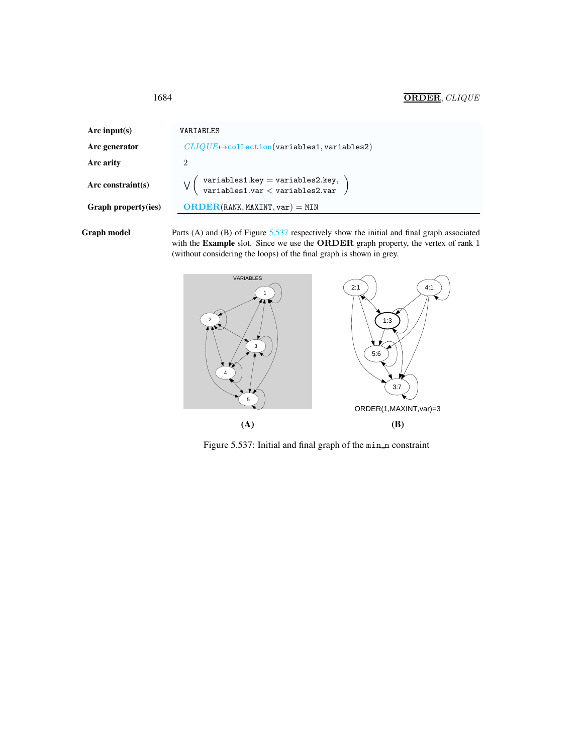| | |
|---|---|
| **Arc input(s)** | VARIABLES |
| **Arc generator** | *CLIQUE* ↦ collection(variables1, variables2) |
| **Arc arity** | 2 |
| **Arc constraint(s)** | $\bigvee\left(\begin{array}{l}\texttt{variables1.key} = \texttt{variables2.key},\\ \texttt{variables1.var} < \texttt{variables2.var}\end{array}\right)$ |
| **Graph property(ies)** | **ORDER**(RANK, MAXINT, var) = MIN |

**Graph model**

Parts (A) and (B) of Figure 5.537 respectively show the initial and final graph associated with the **Example** slot. Since we use the **ORDER** graph property, the vertex of rank 1 (without considering the loops) of the final graph is shown in grey.

(A) (B)

Figure 5.537: Initial and final graph of the `min_n` constraint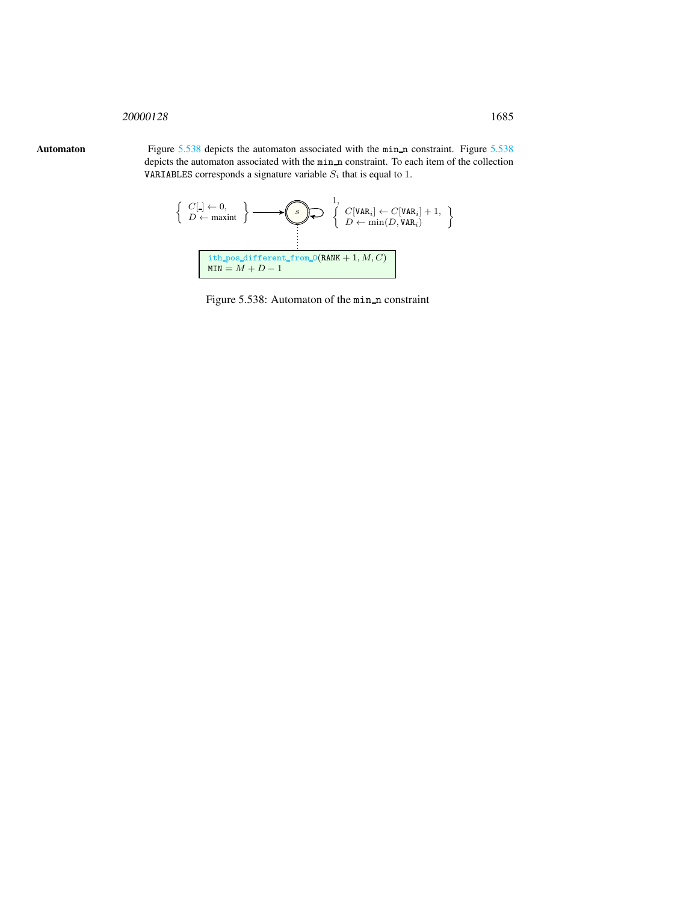**Automaton** Figure 5.538 depicts the automaton associated with the min_n constraint. Figure 5.538 depicts the automaton associated with the min_n constraint. To each item of the collection VARIABLES corresponds a signature variable $S_i$ that is equal to 1.

$\left\{ \begin{array}{l} C[\_] \leftarrow 0, \\ D \leftarrow \text{maxint} \end{array} \right\}$

s

1,

$\left\{ \begin{array}{l} C[\texttt{VAR}_i] \leftarrow C[\texttt{VAR}_i] + 1, \\ D \leftarrow \min(D, \texttt{VAR}_i) \end{array} \right\}$

ith_pos_different_from_0(RANK $+ 1, M, C$)

MIN $= M + D - 1$

Figure 5.538: Automaton of the min_n constraint